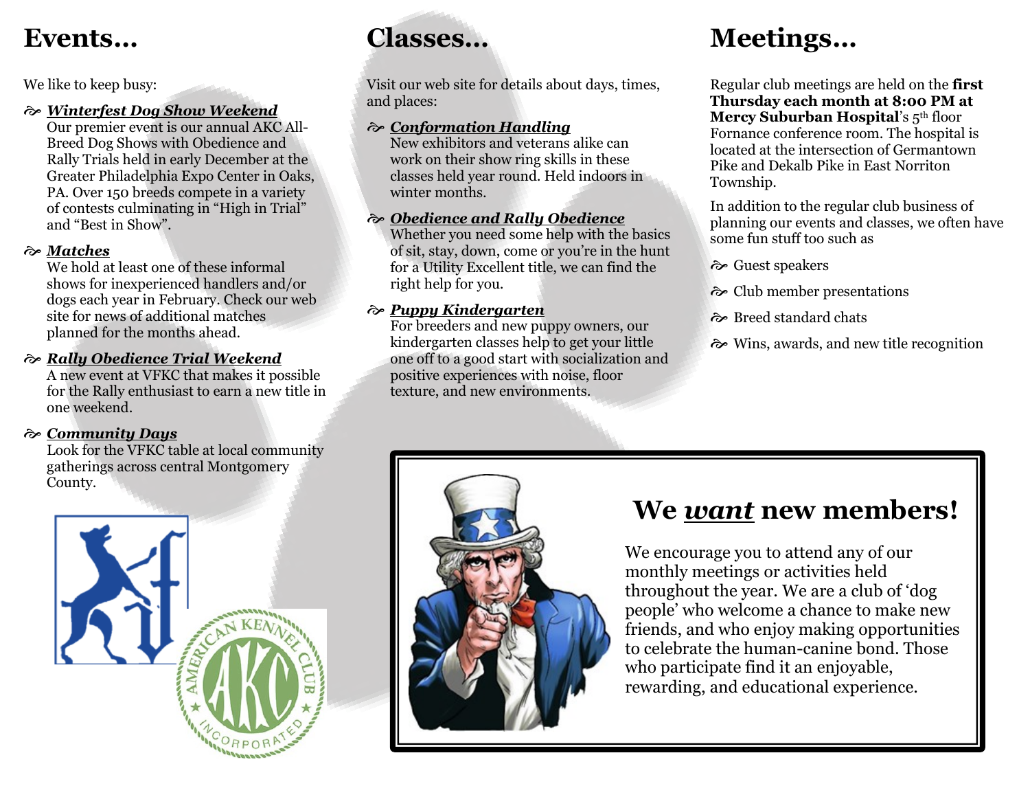# Events…

We like to keep busy:

- ***Winterfest Dog Show Weekend***
  Our premier event is our annual AKC All-Breed Dog Shows with Obedience and Rally Trials held in early December at the Greater Philadelphia Expo Center in Oaks, PA. Over 150 breeds compete in a variety of contests culminating in "High in Trial" and "Best in Show".

- ***Matches***
  We hold at least one of these informal shows for inexperienced handlers and/or dogs each year in February. Check our web site for news of additional matches planned for the months ahead.

- ***Rally Obedience Trial Weekend***
  A new event at VFKC that makes it possible for the Rally enthusiast to earn a new title in one weekend.

- ***Community Days***
  Look for the VFKC table at local community gatherings across central Montgomery County.

# Classes…

Visit our web site for details about days, times, and places:

- ***Conformation Handling***
  New exhibitors and veterans alike can work on their show ring skills in these classes held year round. Held indoors in winter months.

- ***Obedience and Rally Obedience***
  Whether you need some help with the basics of sit, stay, down, come or you're in the hunt for a Utility Excellent title, we can find the right help for you.

- ***Puppy Kindergarten***
  For breeders and new puppy owners, our kindergarten classes help to get your little one off to a good start with socialization and positive experiences with noise, floor texture, and new environments.

# Meetings…

Regular club meetings are held on the **first Thursday each month at 8:00 PM at Mercy Suburban Hospital**'s 5th floor Fornance conference room. The hospital is located at the intersection of Germantown Pike and Dekalb Pike in East Norriton Township.

In addition to the regular club business of planning our events and classes, we often have some fun stuff too such as

- Guest speakers
- Club member presentations
- Breed standard chats
- Wins, awards, and new title recognition

## We *want* new members!

We encourage you to attend any of our monthly meetings or activities held throughout the year. We are a club of 'dog people' who welcome a chance to make new friends, and who enjoy making opportunities to celebrate the human-canine bond. Those who participate find it an enjoyable, rewarding, and educational experience.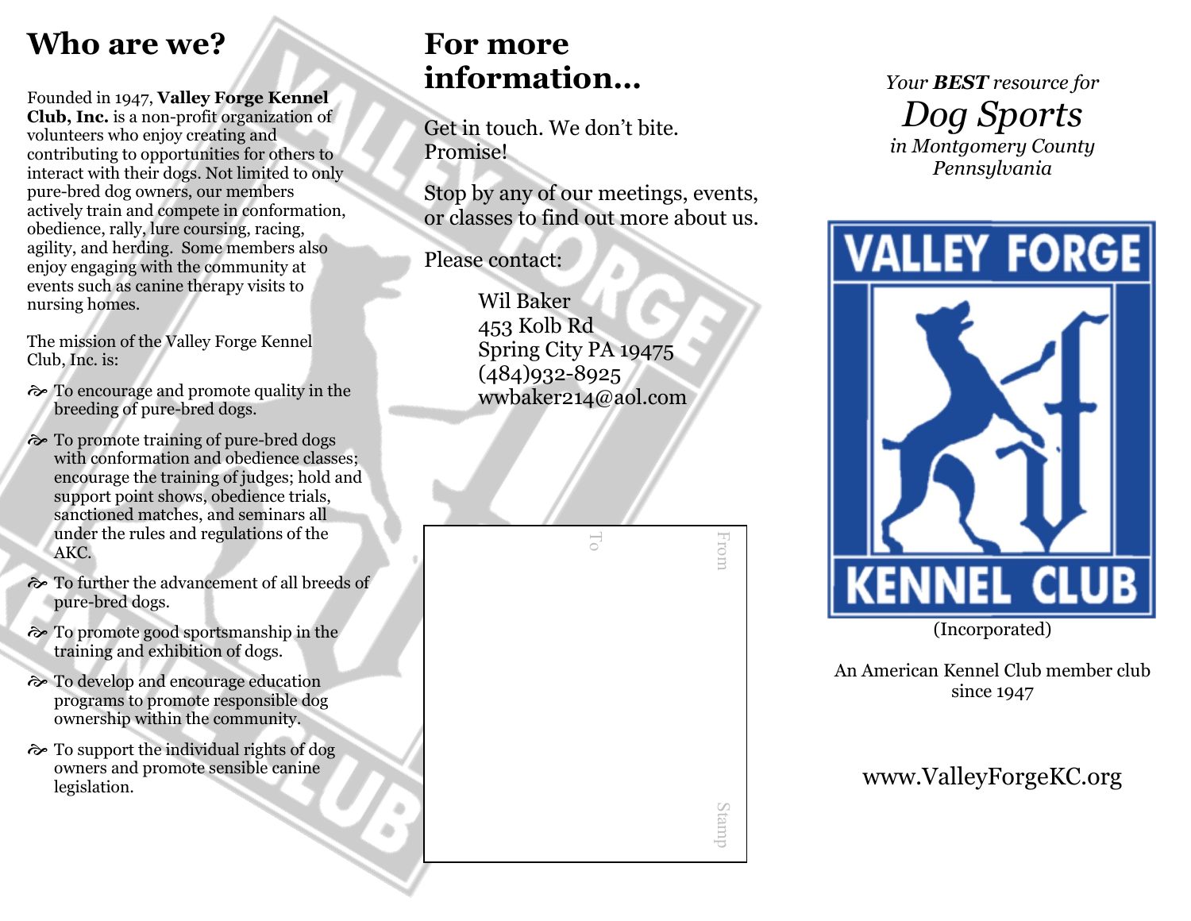# Who are we?

Founded in 1947, **Valley Forge Kennel Club, Inc.** is a non-profit organization of volunteers who enjoy creating and contributing to opportunities for others to interact with their dogs. Not limited to only pure-bred dog owners, our members actively train and compete in conformation, obedience, rally, lure coursing, racing, agility, and herding. Some members also enjoy engaging with the community at events such as canine therapy visits to nursing homes.

The mission of the Valley Forge Kennel Club, Inc. is:

- To encourage and promote quality in the breeding of pure-bred dogs.
- To promote training of pure-bred dogs with conformation and obedience classes; encourage the training of judges; hold and support point shows, obedience trials, sanctioned matches, and seminars all under the rules and regulations of the AKC.
- To further the advancement of all breeds of pure-bred dogs.
- To promote good sportsmanship in the training and exhibition of dogs.
- To develop and encourage education programs to promote responsible dog ownership within the community.
- To support the individual rights of dog owners and promote sensible canine legislation.

# For more information...

Get in touch. We don't bite. Promise!

Stop by any of our meetings, events, or classes to find out more about us.

Please contact:

Wil Baker
453 Kolb Rd
Spring City PA 19475
(484)932-8925
wwbaker214@aol.com

To

From

Stamp

*Your **BEST** resource for*

*Dog Sports*

*in Montgomery County Pennsylvania*

VALLEY FORGE KENNEL CLUB

(Incorporated)

An American Kennel Club member club since 1947

www.ValleyForgeKC.org